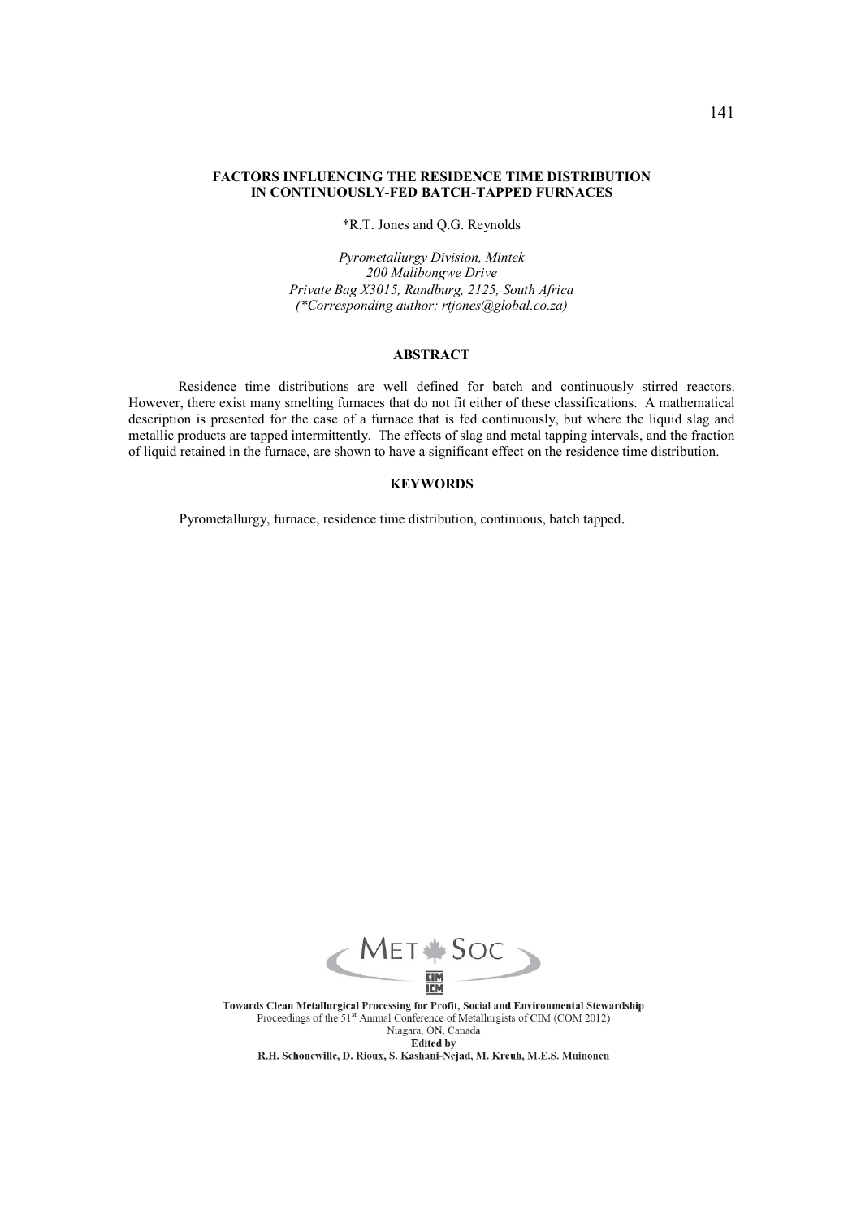# FACTORS INFLUENCING THE RESIDENCE TIME DISTRIBUTION IN CONTINUOUSLY-FED BATCH-TAPPED FURNACES

*R.T. Jones and Q.G. Reynolds

*Pyrometallurgy Division, Mintek*
*200 Malibongwe Drive*
*Private Bag X3015, Randburg, 2125, South Africa*
*(*Corresponding author: rtjones@global.co.za)*

## ABSTRACT

Residence time distributions are well defined for batch and continuously stirred reactors. However, there exist many smelting furnaces that do not fit either of these classifications. A mathematical description is presented for the case of a furnace that is fed continuously, but where the liquid slag and metallic products are tapped intermittently. The effects of slag and metal tapping intervals, and the fraction of liquid retained in the furnace, are shown to have a significant effect on the residence time distribution.

## KEYWORDS

Pyrometallurgy, furnace, residence time distribution, continuous, batch tapped.

Towards Clean Metallurgical Processing for Profit, Social and Environmental Stewardship
Proceedings of the 51[st] Annual Conference of Metallurgists of CIM (COM 2012)
Niagara, ON, Canada
Edited by
R.H. Schonewille, D. Rioux, S. Kashani-Nejad, M. Kreuh, M.E.S. Muinonen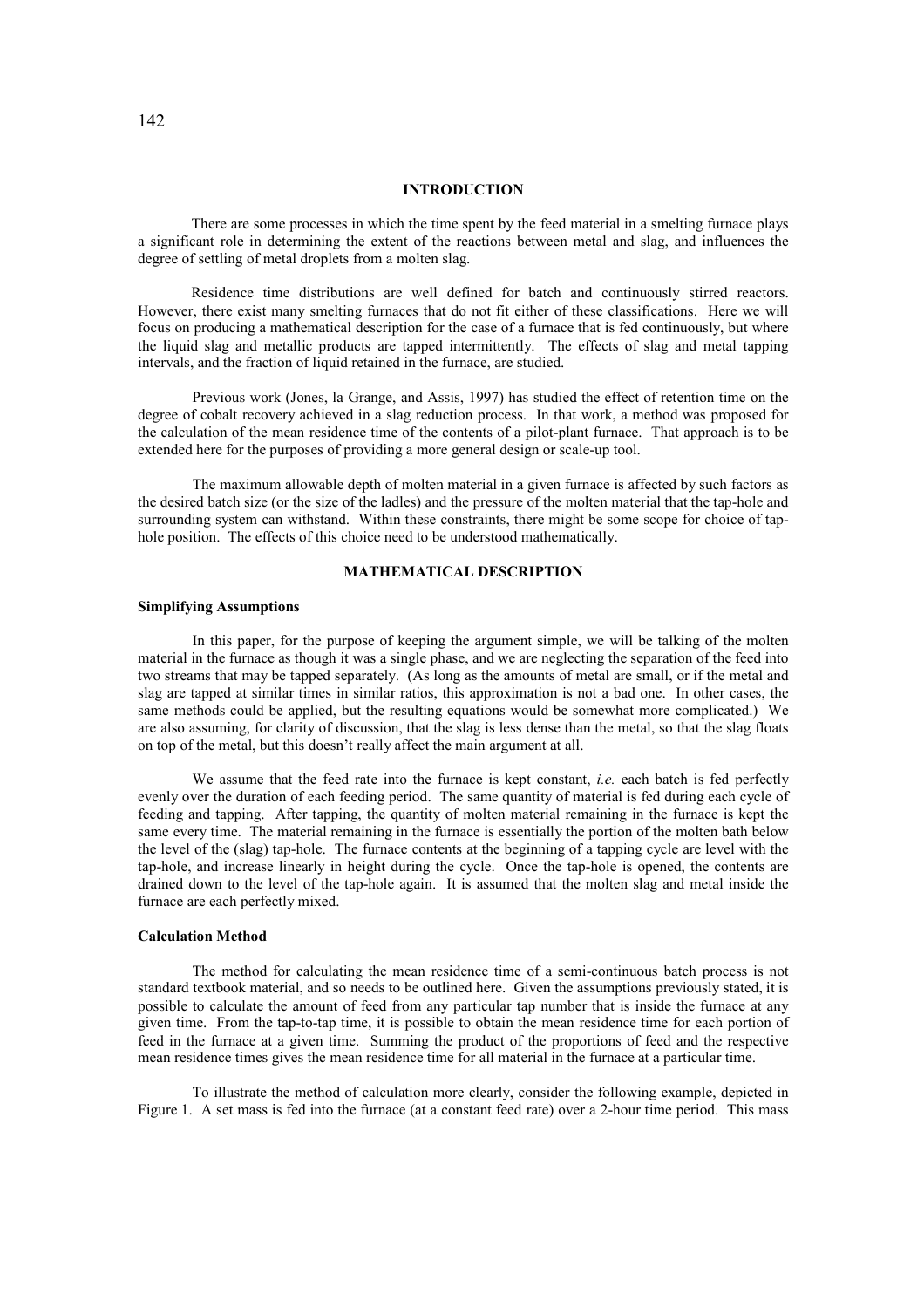## INTRODUCTION

There are some processes in which the time spent by the feed material in a smelting furnace plays a significant role in determining the extent of the reactions between metal and slag, and influences the degree of settling of metal droplets from a molten slag.

Residence time distributions are well defined for batch and continuously stirred reactors. However, there exist many smelting furnaces that do not fit either of these classifications. Here we will focus on producing a mathematical description for the case of a furnace that is fed continuously, but where the liquid slag and metallic products are tapped intermittently. The effects of slag and metal tapping intervals, and the fraction of liquid retained in the furnace, are studied.

Previous work (Jones, la Grange, and Assis, 1997) has studied the effect of retention time on the degree of cobalt recovery achieved in a slag reduction process. In that work, a method was proposed for the calculation of the mean residence time of the contents of a pilot-plant furnace. That approach is to be extended here for the purposes of providing a more general design or scale-up tool.

The maximum allowable depth of molten material in a given furnace is affected by such factors as the desired batch size (or the size of the ladles) and the pressure of the molten material that the tap-hole and surrounding system can withstand. Within these constraints, there might be some scope for choice of tap-hole position. The effects of this choice need to be understood mathematically.

## MATHEMATICAL DESCRIPTION

### Simplifying Assumptions

In this paper, for the purpose of keeping the argument simple, we will be talking of the molten material in the furnace as though it was a single phase, and we are neglecting the separation of the feed into two streams that may be tapped separately. (As long as the amounts of metal are small, or if the metal and slag are tapped at similar times in similar ratios, this approximation is not a bad one. In other cases, the same methods could be applied, but the resulting equations would be somewhat more complicated.) We are also assuming, for clarity of discussion, that the slag is less dense than the metal, so that the slag floats on top of the metal, but this doesn't really affect the main argument at all.

We assume that the feed rate into the furnace is kept constant, *i.e.* each batch is fed perfectly evenly over the duration of each feeding period. The same quantity of material is fed during each cycle of feeding and tapping. After tapping, the quantity of molten material remaining in the furnace is kept the same every time. The material remaining in the furnace is essentially the portion of the molten bath below the level of the (slag) tap-hole. The furnace contents at the beginning of a tapping cycle are level with the tap-hole, and increase linearly in height during the cycle. Once the tap-hole is opened, the contents are drained down to the level of the tap-hole again. It is assumed that the molten slag and metal inside the furnace are each perfectly mixed.

### Calculation Method

The method for calculating the mean residence time of a semi-continuous batch process is not standard textbook material, and so needs to be outlined here. Given the assumptions previously stated, it is possible to calculate the amount of feed from any particular tap number that is inside the furnace at any given time. From the tap-to-tap time, it is possible to obtain the mean residence time for each portion of feed in the furnace at a given time. Summing the product of the proportions of feed and the respective mean residence times gives the mean residence time for all material in the furnace at a particular time.

To illustrate the method of calculation more clearly, consider the following example, depicted in Figure 1. A set mass is fed into the furnace (at a constant feed rate) over a 2-hour time period. This mass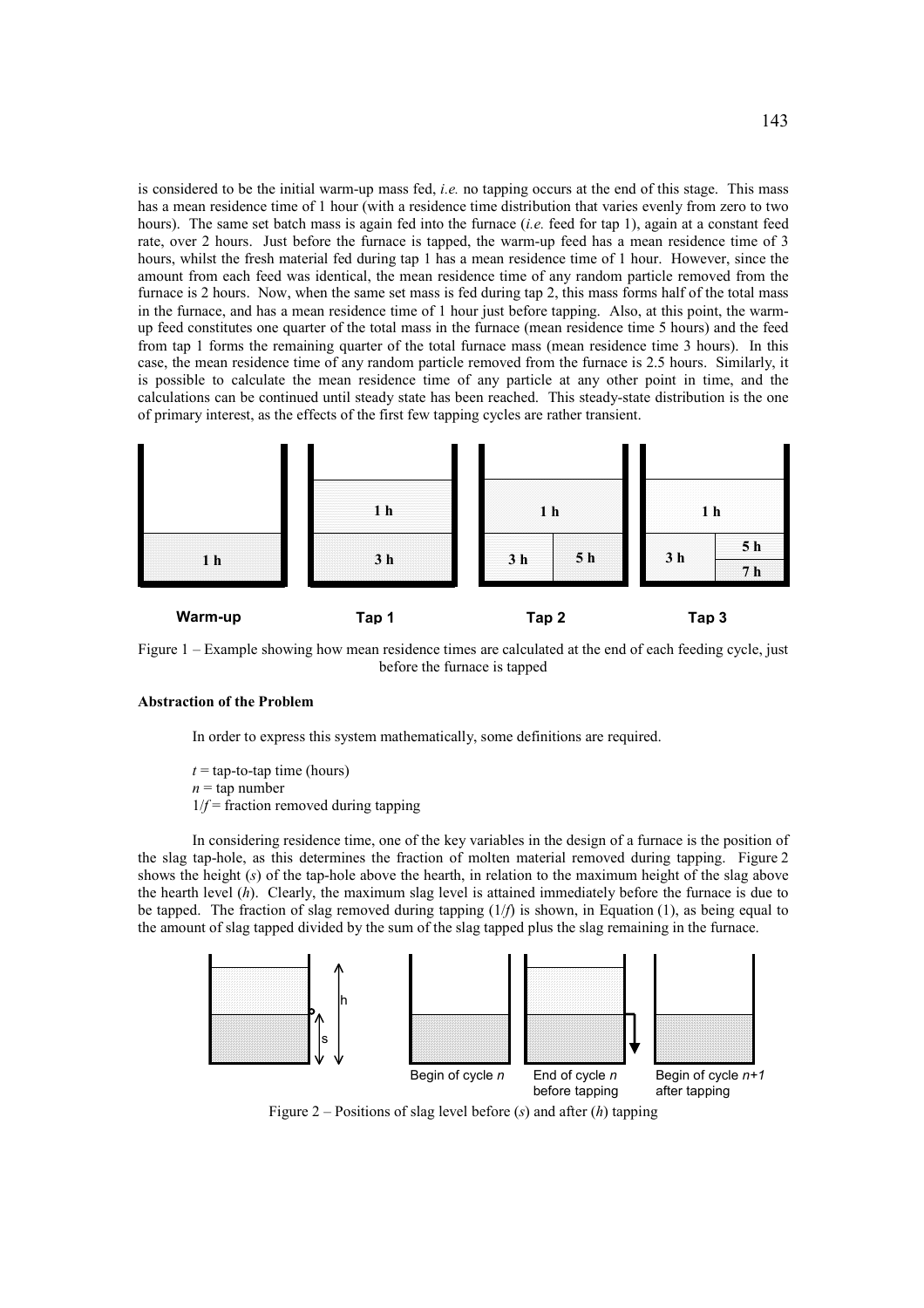is considered to be the initial warm-up mass fed, *i.e.* no tapping occurs at the end of this stage. This mass has a mean residence time of 1 hour (with a residence time distribution that varies evenly from zero to two hours). The same set batch mass is again fed into the furnace (*i.e.* feed for tap 1), again at a constant feed rate, over 2 hours. Just before the furnace is tapped, the warm-up feed has a mean residence time of 3 hours, whilst the fresh material fed during tap 1 has a mean residence time of 1 hour. However, since the amount from each feed was identical, the mean residence time of any random particle removed from the furnace is 2 hours. Now, when the same set mass is fed during tap 2, this mass forms half of the total mass in the furnace, and has a mean residence time of 1 hour just before tapping. Also, at this point, the warm-up feed constitutes one quarter of the total mass in the furnace (mean residence time 5 hours) and the feed from tap 1 forms the remaining quarter of the total furnace mass (mean residence time 3 hours). In this case, the mean residence time of any random particle removed from the furnace is 2.5 hours. Similarly, it is possible to calculate the mean residence time of any particle at any other point in time, and the calculations can be continued until steady state has been reached. This steady-state distribution is the one of primary interest, as the effects of the first few tapping cycles are rather transient.

Figure 1 – Example showing how mean residence times are calculated at the end of each feeding cycle, just before the furnace is tapped

**Abstraction of the Problem**

In order to express this system mathematically, some definitions are required.

$t$ = tap-to-tap time (hours)
$n$ = tap number
$1/f$ = fraction removed during tapping

In considering residence time, one of the key variables in the design of a furnace is the position of the slag tap-hole, as this determines the fraction of molten material removed during tapping. Figure 2 shows the height ($s$) of the tap-hole above the hearth, in relation to the maximum height of the slag above the hearth level ($h$). Clearly, the maximum slag level is attained immediately before the furnace is due to be tapped. The fraction of slag removed during tapping ($1/f$) is shown, in Equation (1), as being equal to the amount of slag tapped divided by the sum of the slag tapped plus the slag remaining in the furnace.

Figure 2 – Positions of slag level before ($s$) and after ($h$) tapping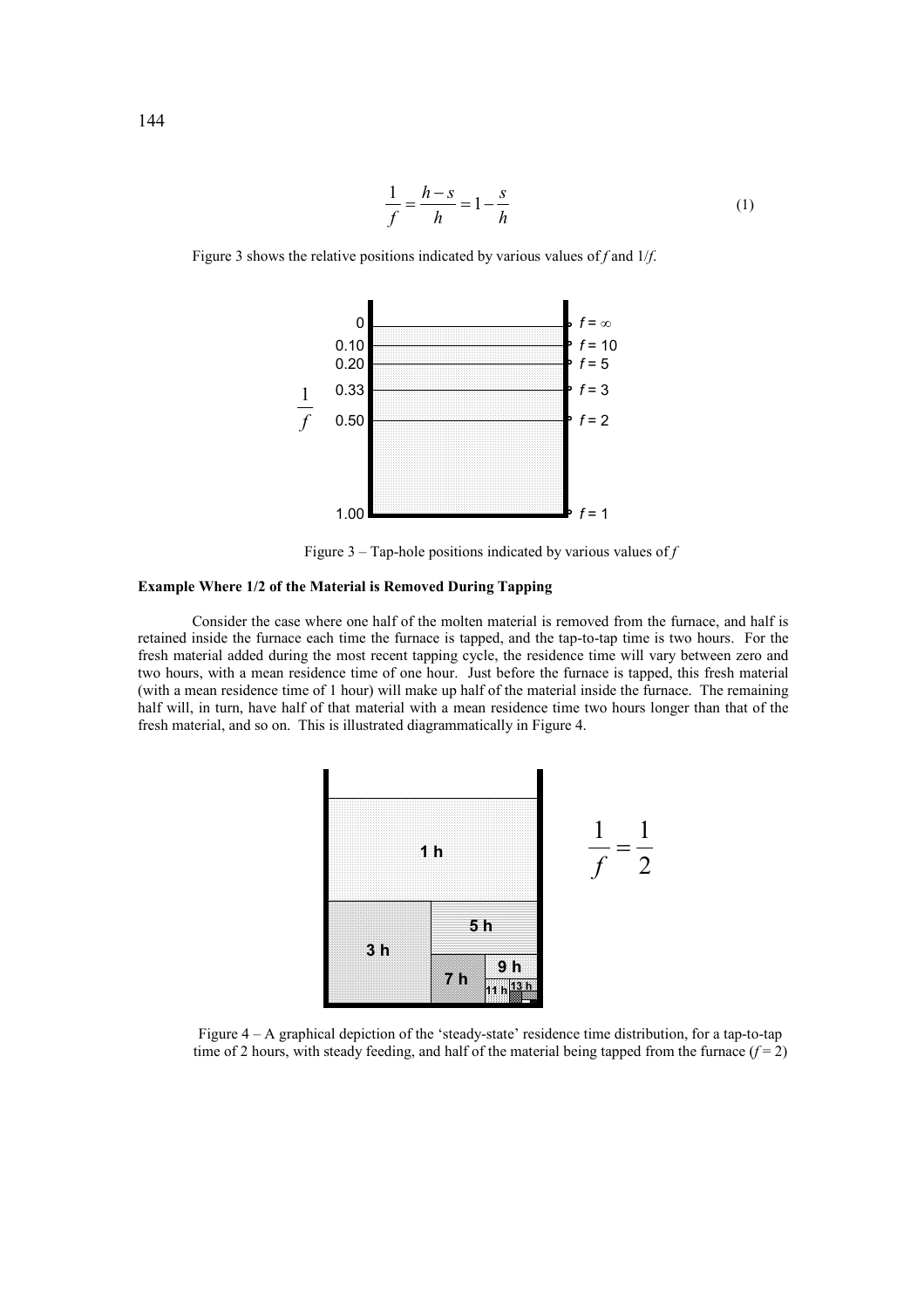$$\frac{1}{f} = \frac{h-s}{h} = 1 - \frac{s}{h} \tag{1}$$

Figure 3 shows the relative positions indicated by various values of $f$ and $1/f$.

Figure 3 – Tap-hole positions indicated by various values of $f$

**Example Where 1/2 of the Material is Removed During Tapping**

Consider the case where one half of the molten material is removed from the furnace, and half is retained inside the furnace each time the furnace is tapped, and the tap-to-tap time is two hours. For the fresh material added during the most recent tapping cycle, the residence time will vary between zero and two hours, with a mean residence time of one hour. Just before the furnace is tapped, this fresh material (with a mean residence time of 1 hour) will make up half of the material inside the furnace. The remaining half will, in turn, have half of that material with a mean residence time two hours longer than that of the fresh material, and so on. This is illustrated diagrammatically in Figure 4.

Figure 4 – A graphical depiction of the 'steady-state' residence time distribution, for a tap-to-tap time of 2 hours, with steady feeding, and half of the material being tapped from the furnace ($f = 2$)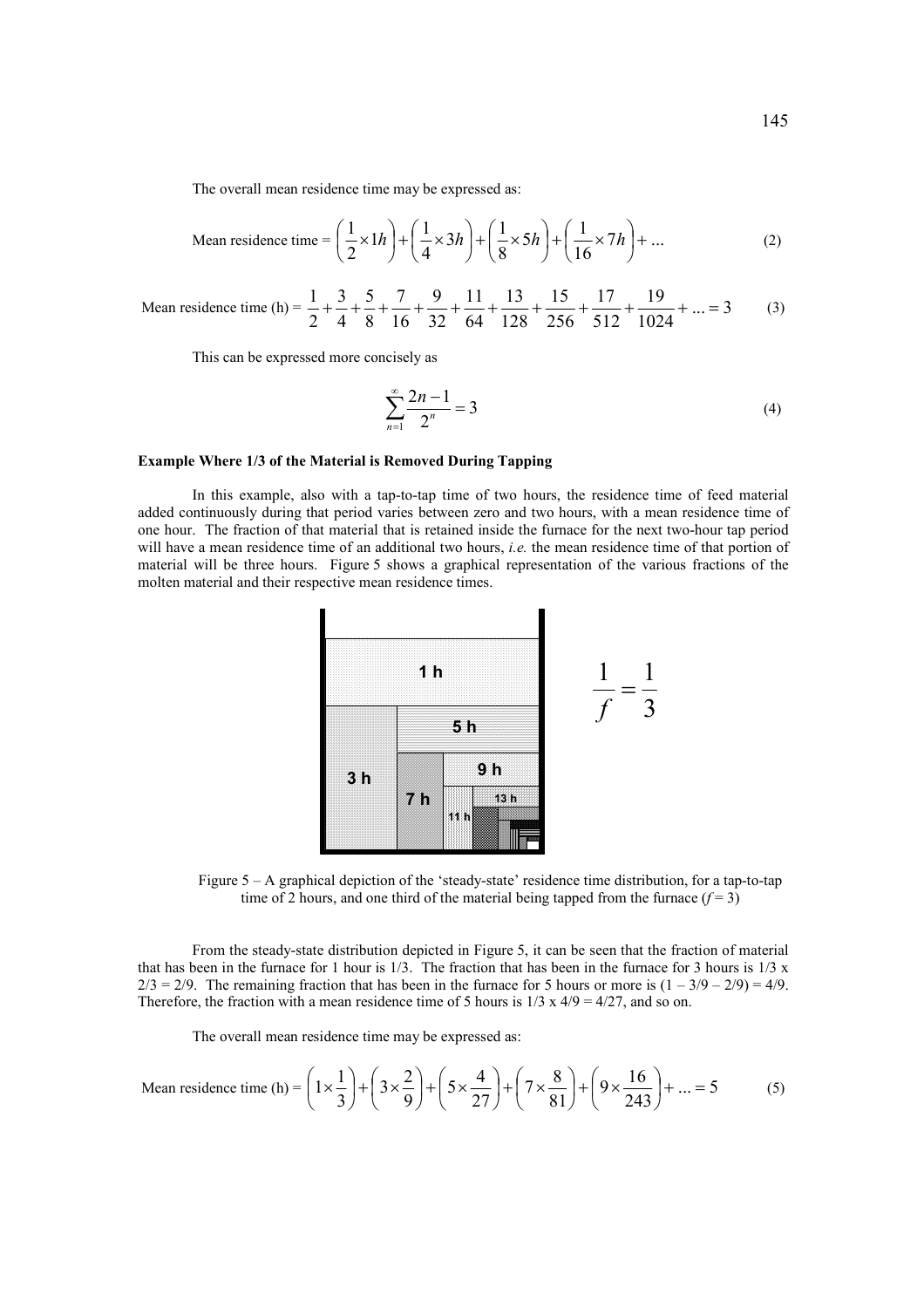The overall mean residence time may be expressed as:

$$\text{Mean residence time} = \left(\frac{1}{2}\times 1h\right)+\left(\frac{1}{4}\times 3h\right)+\left(\frac{1}{8}\times 5h\right)+\left(\frac{1}{16}\times 7h\right)+\ldots \tag{2}$$

$$\text{Mean residence time (h)} = \frac{1}{2}+\frac{3}{4}+\frac{5}{8}+\frac{7}{16}+\frac{9}{32}+\frac{11}{64}+\frac{13}{128}+\frac{15}{256}+\frac{17}{512}+\frac{19}{1024}+\ldots = 3 \tag{3}$$

This can be expressed more concisely as

$$\sum_{n=1}^{\infty}\frac{2n-1}{2^n} = 3 \tag{4}$$

**Example Where 1/3 of the Material is Removed During Tapping**

In this example, also with a tap-to-tap time of two hours, the residence time of feed material added continuously during that period varies between zero and two hours, with a mean residence time of one hour. The fraction of that material that is retained inside the furnace for the next two-hour tap period will have a mean residence time of an additional two hours, *i.e.* the mean residence time of that portion of material will be three hours. Figure 5 shows a graphical representation of the various fractions of the molten material and their respective mean residence times.

$$\frac{1}{f} = \frac{1}{3}$$

Figure 5 – A graphical depiction of the 'steady-state' residence time distribution, for a tap-to-tap time of 2 hours, and one third of the material being tapped from the furnace ($f = 3$)

From the steady-state distribution depicted in Figure 5, it can be seen that the fraction of material that has been in the furnace for 1 hour is 1/3. The fraction that has been in the furnace for 3 hours is 1/3 x 2/3 = 2/9. The remaining fraction that has been in the furnace for 5 hours or more is (1 – 3/9 – 2/9) = 4/9. Therefore, the fraction with a mean residence time of 5 hours is 1/3 x 4/9 = 4/27, and so on.

The overall mean residence time may be expressed as:

$$\text{Mean residence time (h)} = \left(1\times\frac{1}{3}\right)+\left(3\times\frac{2}{9}\right)+\left(5\times\frac{4}{27}\right)+\left(7\times\frac{8}{81}\right)+\left(9\times\frac{16}{243}\right)+\ldots = 5 \tag{5}$$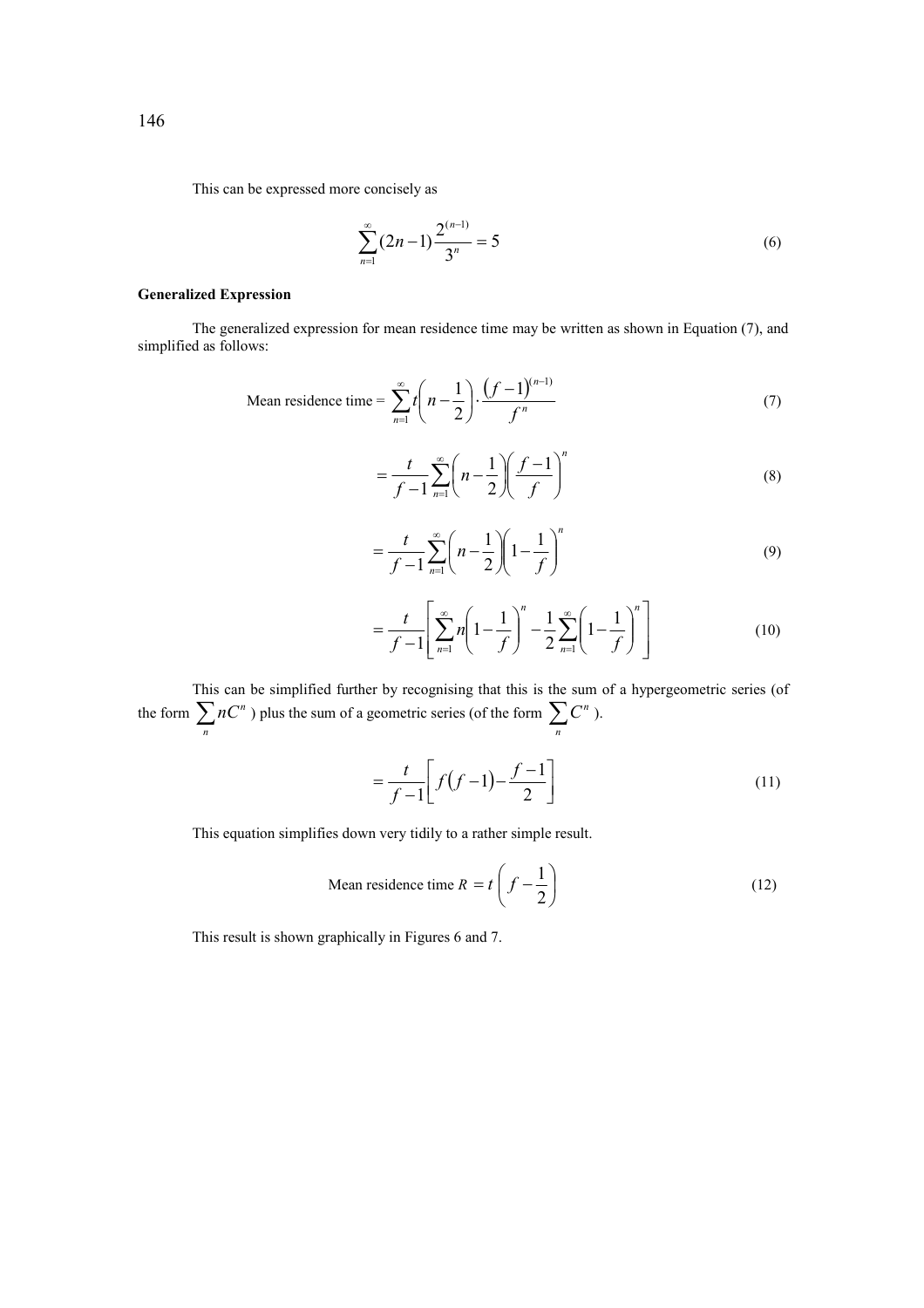This can be expressed more concisely as

$$\sum_{n=1}^{\infty}(2n-1)\frac{2^{(n-1)}}{3^{n}}=5 \tag{6}$$

**Generalized Expression**

The generalized expression for mean residence time may be written as shown in Equation (7), and simplified as follows:

$$\text{Mean residence time} = \sum_{n=1}^{\infty} t\left(n-\frac{1}{2}\right)\cdot\frac{(f-1)^{(n-1)}}{f^{n}} \tag{7}$$

$$=\frac{t}{f-1}\sum_{n=1}^{\infty}\left(n-\frac{1}{2}\right)\left(\frac{f-1}{f}\right)^{n} \tag{8}$$

$$=\frac{t}{f-1}\sum_{n=1}^{\infty}\left(n-\frac{1}{2}\right)\left(1-\frac{1}{f}\right)^{n} \tag{9}$$

$$=\frac{t}{f-1}\left[\sum_{n=1}^{\infty}n\left(1-\frac{1}{f}\right)^{n}-\frac{1}{2}\sum_{n=1}^{\infty}\left(1-\frac{1}{f}\right)^{n}\right] \tag{10}$$

This can be simplified further by recognising that this is the sum of a hypergeometric series (of the form $\sum_{n} nC^{n}$ ) plus the sum of a geometric series (of the form $\sum_{n} C^{n}$ ).

$$=\frac{t}{f-1}\left[f(f-1)-\frac{f-1}{2}\right] \tag{11}$$

This equation simplifies down very tidily to a rather simple result.

$$\text{Mean residence time } R = t\left(f-\frac{1}{2}\right) \tag{12}$$

This result is shown graphically in Figures 6 and 7.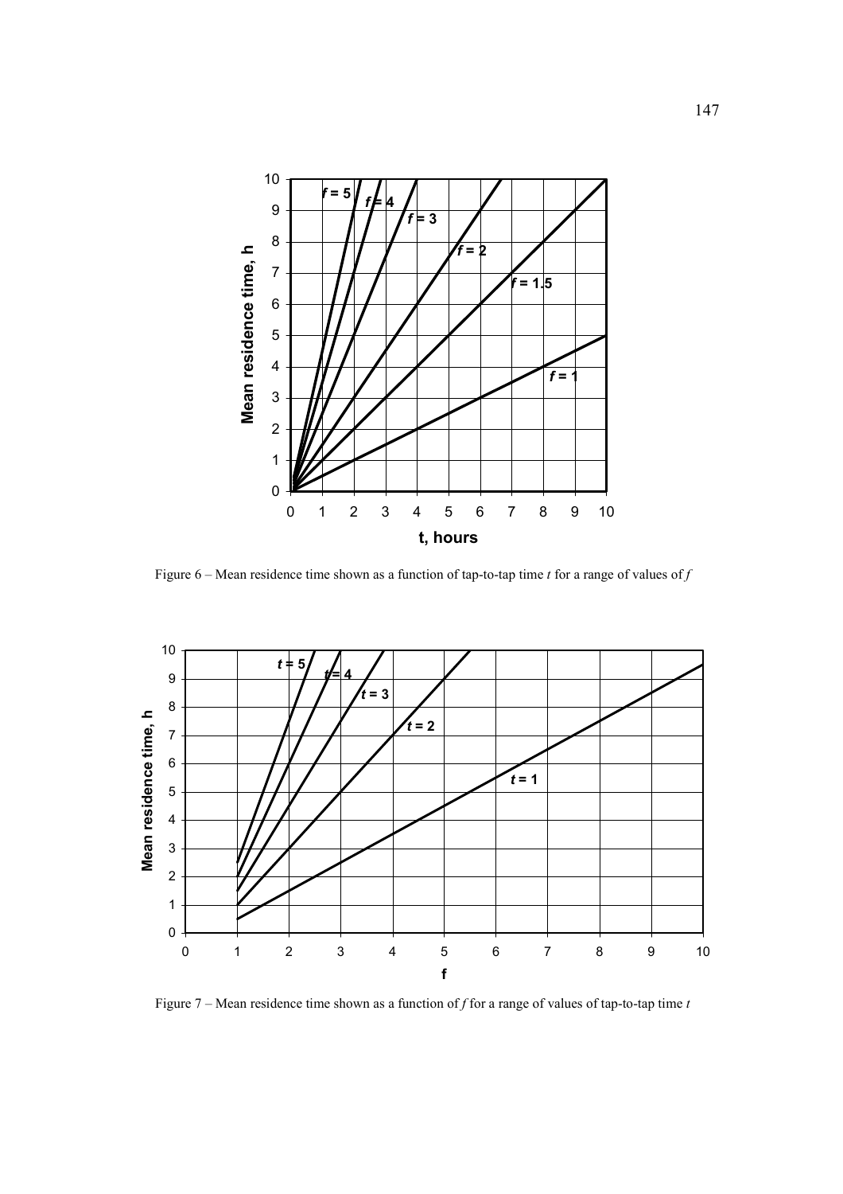Figure 6 – Mean residence time shown as a function of tap-to-tap time $t$ for a range of values of $f$

Figure 7 – Mean residence time shown as a function of $f$ for a range of values of tap-to-tap time $t$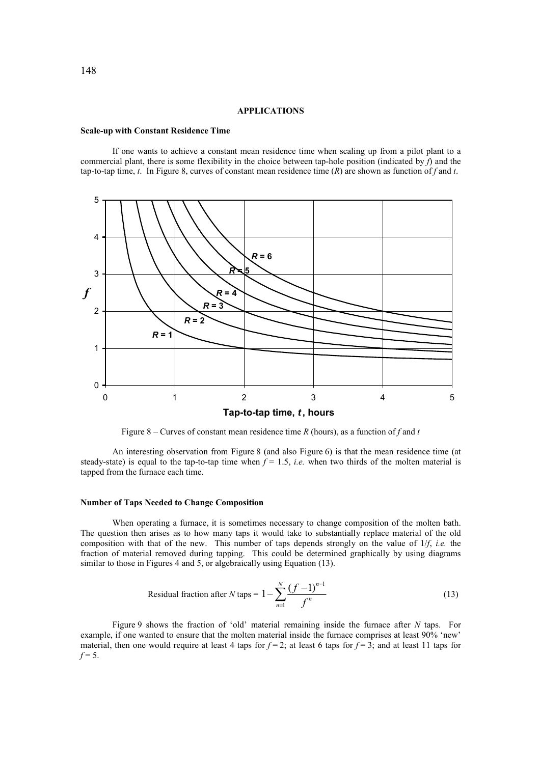## APPLICATIONS

### Scale-up with Constant Residence Time

If one wants to achieve a constant mean residence time when scaling up from a pilot plant to a commercial plant, there is some flexibility in the choice between tap-hole position (indicated by $f$) and the tap-to-tap time, $t$. In Figure 8, curves of constant mean residence time ($R$) are shown as function of $f$ and $t$.

Figure 8 – Curves of constant mean residence time $R$ (hours), as a function of $f$ and $t$

An interesting observation from Figure 8 (and also Figure 6) is that the mean residence time (at steady-state) is equal to the tap-to-tap time when $f = 1.5$, *i.e.* when two thirds of the molten material is tapped from the furnace each time.

### Number of Taps Needed to Change Composition

When operating a furnace, it is sometimes necessary to change composition of the molten bath. The question then arises as to how many taps it would take to substantially replace material of the old composition with that of the new. This number of taps depends strongly on the value of $1/f$, *i.e.* the fraction of material removed during tapping. This could be determined graphically by using diagrams similar to those in Figures 4 and 5, or algebraically using Equation (13).

$$\text{Residual fraction after } N \text{ taps} = 1 - \sum_{n=1}^{N} \frac{(f-1)^{n-1}}{f^n} \tag{13}$$

Figure 9 shows the fraction of 'old' material remaining inside the furnace after $N$ taps. For example, if one wanted to ensure that the molten material inside the furnace comprises at least 90% 'new' material, then one would require at least 4 taps for $f = 2$; at least 6 taps for $f = 3$; and at least 11 taps for $f = 5$.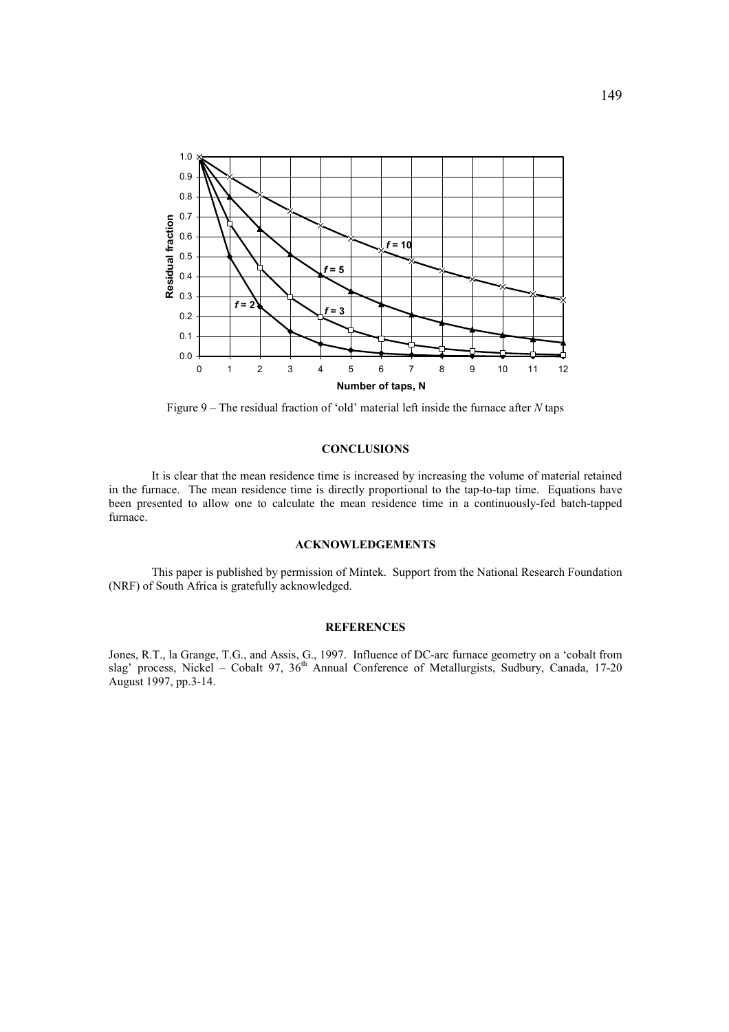1.0
0.9
0.8
0.7
0.6
0.5
0.4
0.3
0.2
0.1
0.0

Residual fraction

0 1 2 3 4 5 6 7 8 9 10 11 12

Number of taps, N

*f* = 10

*f* = 5

*f* = 3

*f* = 2

Figure 9 – The residual fraction of 'old' material left inside the furnace after *N* taps

## CONCLUSIONS

It is clear that the mean residence time is increased by increasing the volume of material retained in the furnace. The mean residence time is directly proportional to the tap-to-tap time. Equations have been presented to allow one to calculate the mean residence time in a continuously-fed batch-tapped furnace.

## ACKNOWLEDGEMENTS

This paper is published by permission of Mintek. Support from the National Research Foundation (NRF) of South Africa is gratefully acknowledged.

## REFERENCES

Jones, R.T., la Grange, T.G., and Assis, G., 1997. Influence of DC-arc furnace geometry on a 'cobalt from slag' process, Nickel – Cobalt 97, 36th Annual Conference of Metallurgists, Sudbury, Canada, 17-20 August 1997, pp.3-14.